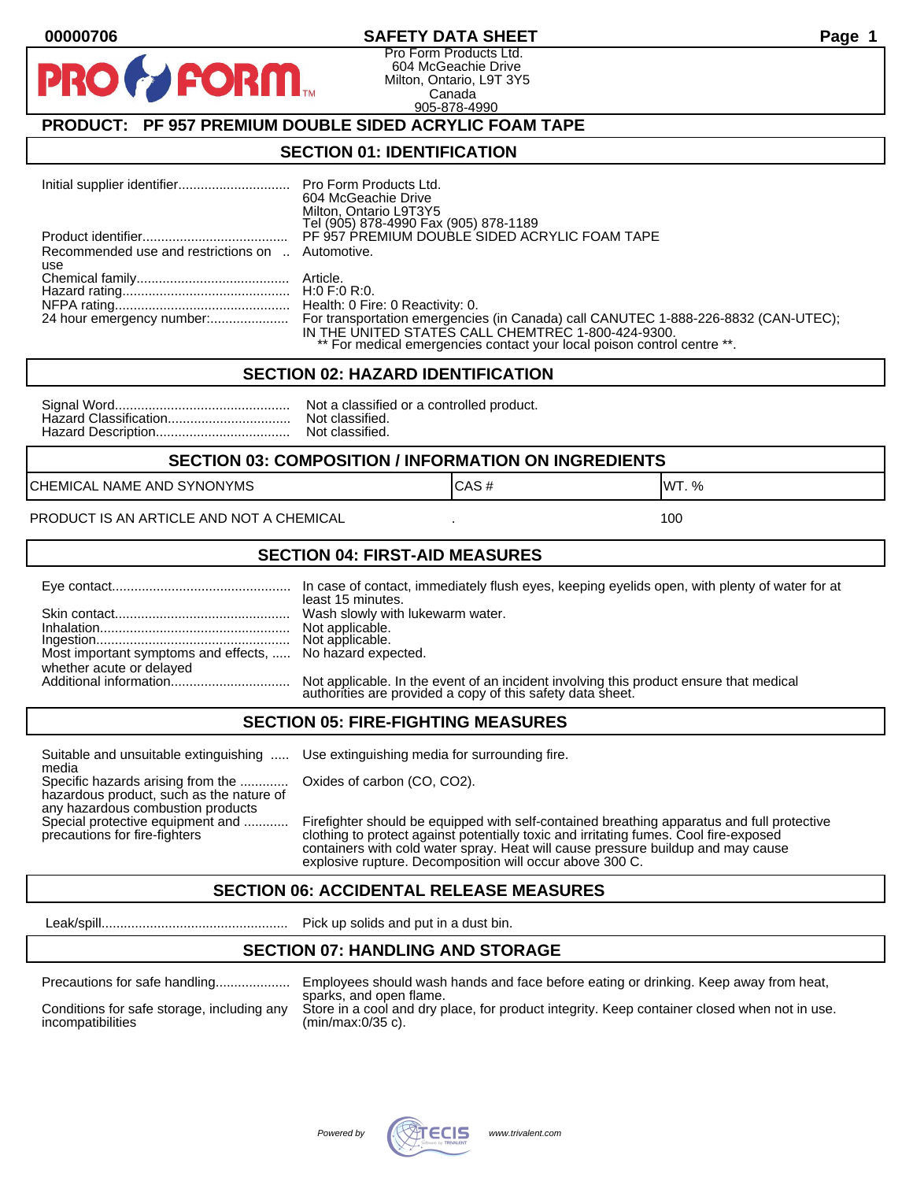00000706

# SAFETY DATA SHEET

Pro Form Products Ltd.
604 McGeachie Drive
Milton, Ontario, L9T 3Y5
Canada
905-878-4990

## PRODUCT: PF 957 PREMIUM DOUBLE SIDED ACRYLIC FOAM TAPE

## SECTION 01: IDENTIFICATION

| | |
|---|---|
| Initial supplier identifier | Pro Form Products Ltd. 604 McGeachie Drive Milton, Ontario L9T3Y5 Tel (905) 878-4990 Fax (905) 878-1189 |
| Product identifier | PF 957 PREMIUM DOUBLE SIDED ACRYLIC FOAM TAPE |
| Recommended use and restrictions on use | Automotive. |
| Chemical family | Article. |
| Hazard rating | H:0 F:0 R:0. |
| NFPA rating | Health: 0 Fire: 0 Reactivity: 0. |
| 24 hour emergency number: | For transportation emergencies (in Canada) call CANUTEC 1-888-226-8832 (CAN-UTEC); IN THE UNITED STATES CALL CHEMTREC 1-800-424-9300. ** For medical emergencies contact your local poison control centre **. |

## SECTION 02: HAZARD IDENTIFICATION

| | |
|---|---|
| Signal Word | Not a classified or a controlled product. |
| Hazard Classification | Not classified. |
| Hazard Description | Not classified. |

## SECTION 03: COMPOSITION / INFORMATION ON INGREDIENTS

| CHEMICAL NAME AND SYNONYMS | CAS # | WT. % |
|---|---|---|
| PRODUCT IS AN ARTICLE AND NOT A CHEMICAL | . | 100 |

## SECTION 04: FIRST-AID MEASURES

| | |
|---|---|
| Eye contact | In case of contact, immediately flush eyes, keeping eyelids open, with plenty of water for at least 15 minutes. |
| Skin contact | Wash slowly with lukewarm water. |
| Inhalation | Not applicable. |
| Ingestion | Not applicable. |
| Most important symptoms and effects, whether acute or delayed | No hazard expected. |
| Additional information | Not applicable. In the event of an incident involving this product ensure that medical authorities are provided a copy of this safety data sheet. |

## SECTION 05: FIRE-FIGHTING MEASURES

| | |
|---|---|
| Suitable and unsuitable extinguishing media | Use extinguishing media for surrounding fire. |
| Specific hazards arising from the hazardous product, such as the nature of any hazardous combustion products | Oxides of carbon (CO, $CO_2$). |
| Special protective equipment and precautions for fire-fighters | Firefighter should be equipped with self-contained breathing apparatus and full protective clothing to protect against potentially toxic and irritating fumes. Cool fire-exposed containers with cold water spray. Heat will cause pressure buildup and may cause explosive rupture. Decomposition will occur above 300 C. |

## SECTION 06: ACCIDENTAL RELEASE MEASURES

| | |
|---|---|
| Leak/spill | Pick up solids and put in a dust bin. |

## SECTION 07: HANDLING AND STORAGE

| | |
|---|---|
| Precautions for safe handling | Employees should wash hands and face before eating or drinking. Keep away from heat, sparks, and open flame. |
| Conditions for safe storage, including any incompatibilities | Store in a cool and dry place, for product integrity. Keep container closed when not in use. (min/max:0/35 c). |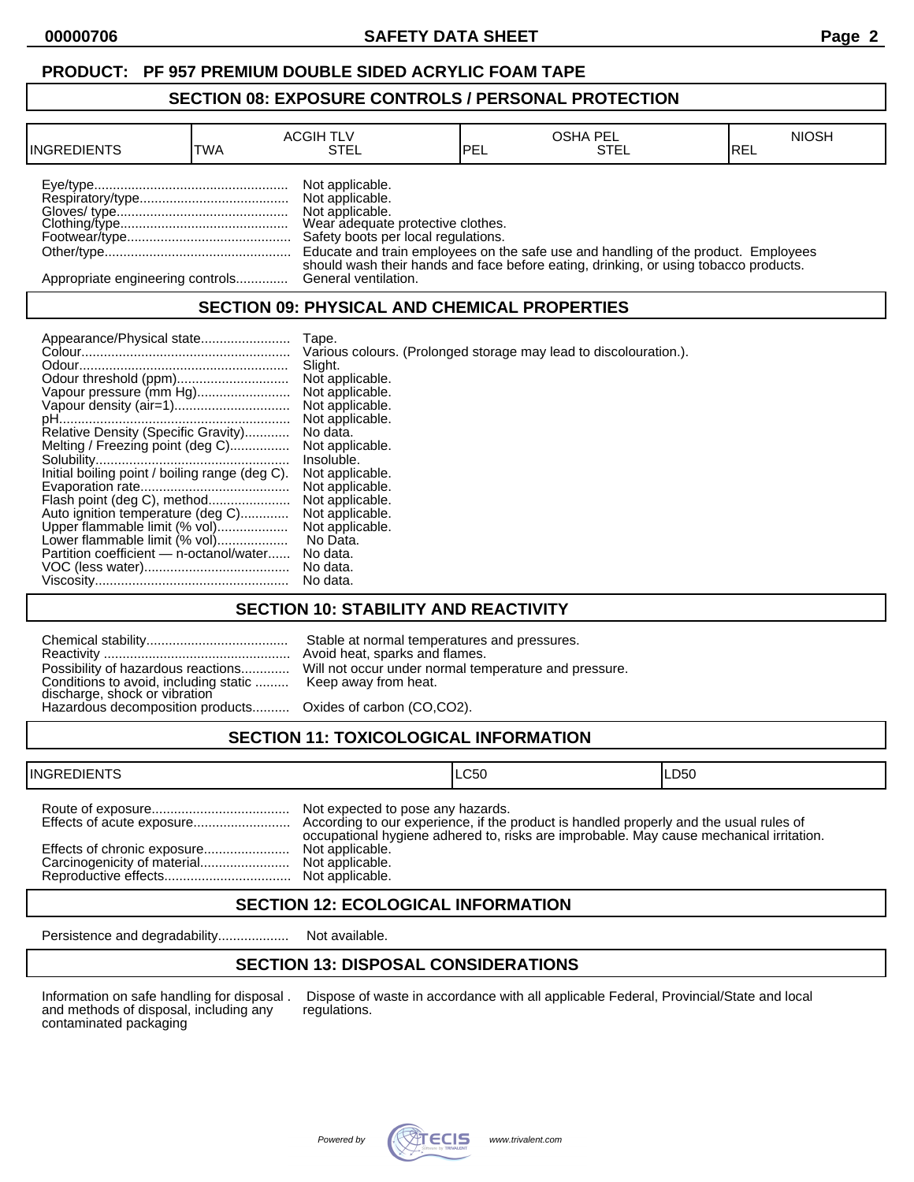**PRODUCT: PF 957 PREMIUM DOUBLE SIDED ACRYLIC FOAM TAPE**

## SECTION 08: EXPOSURE CONTROLS / PERSONAL PROTECTION

| INGREDIENTS | ACGIH TLV TWA | ACGIH TLV STEL | OSHA PEL PEL | OSHA PEL STEL | NIOSH REL |
|---|---|---|---|---|---|

| | |
|---|---|
| Eye/type | Not applicable. |
| Respiratory/type | Not applicable. |
| Gloves/ type | Not applicable. |
| Clothing/type | Wear adequate protective clothes. |
| Footwear/type | Safety boots per local regulations. |
| Other/type | Educate and train employees on the safe use and handling of the product. Employees should wash their hands and face before eating, drinking, or using tobacco products. |
| Appropriate engineering controls | General ventilation. |

## SECTION 09: PHYSICAL AND CHEMICAL PROPERTIES

| | |
|---|---|
| Appearance/Physical state | Tape. |
| Colour | Various colours. (Prolonged storage may lead to discolouration.). |
| Odour | Slight. |
| Odour threshold (ppm) | Not applicable. |
| Vapour pressure (mm Hg) | Not applicable. |
| Vapour density (air=1) | Not applicable. |
| pH | Not applicable. |
| Relative Density (Specific Gravity) | No data. |
| Melting / Freezing point (deg C) | Not applicable. |
| Solubility | Insoluble. |
| Initial boiling point / boiling range (deg C). | Not applicable. |
| Evaporation rate | Not applicable. |
| Flash point (deg C), method | Not applicable. |
| Auto ignition temperature (deg C) | Not applicable. |
| Upper flammable limit (% vol) | Not applicable. |
| Lower flammable limit (% vol) | No Data. |
| Partition coefficient — n-octanol/water | No data. |
| VOC (less water) | No data. |
| Viscosity | No data. |

## SECTION 10: STABILITY AND REACTIVITY

| | |
|---|---|
| Chemical stability | Stable at normal temperatures and pressures. |
| Reactivity | Avoid heat, sparks and flames. |
| Possibility of hazardous reactions | Will not occur under normal temperature and pressure. |
| Conditions to avoid, including static discharge, shock or vibration | Keep away from heat. |
| Hazardous decomposition products | Oxides of carbon ($CO$,$CO_2$). |

## SECTION 11: TOXICOLOGICAL INFORMATION

| INGREDIENTS | LC50 | LD50 |
|---|---|---|

| | |
|---|---|
| Route of exposure | Not expected to pose any hazards. |
| Effects of acute exposure | According to our experience, if the product is handled properly and the usual rules of occupational hygiene adhered to, risks are improbable. May cause mechanical irritation. |
| Effects of chronic exposure | Not applicable. |
| Carcinogenicity of material | Not applicable. |
| Reproductive effects | Not applicable. |

## SECTION 12: ECOLOGICAL INFORMATION

| | |
|---|---|
| Persistence and degradability | Not available. |

## SECTION 13: DISPOSAL CONSIDERATIONS

| | |
|---|---|
| Information on safe handling for disposal and methods of disposal, including any contaminated packaging | Dispose of waste in accordance with all applicable Federal, Provincial/State and local regulations. |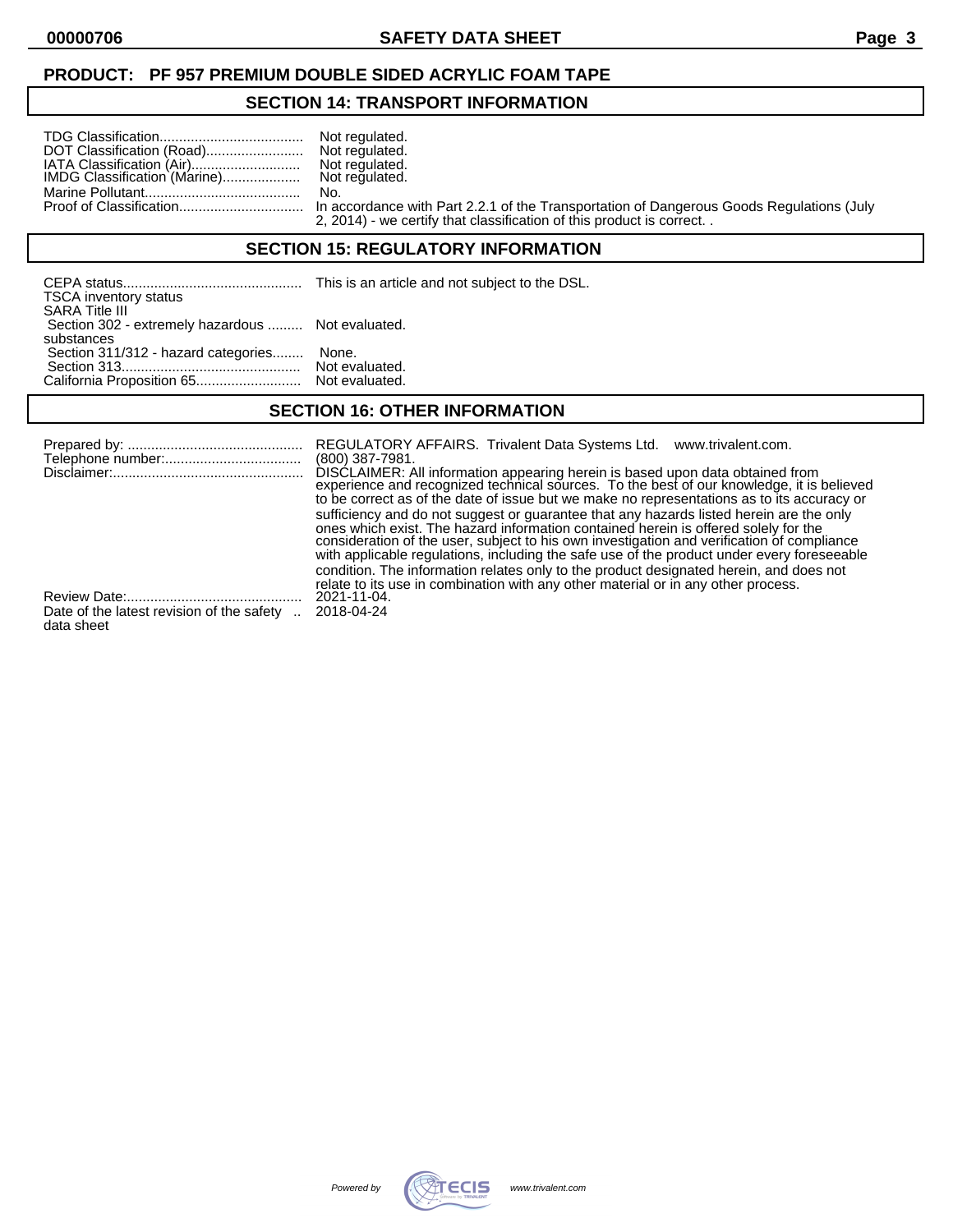**PRODUCT: PF 957 PREMIUM DOUBLE SIDED ACRYLIC FOAM TAPE**

## SECTION 14: TRANSPORT INFORMATION

| | |
|---|---|
| TDG Classification | Not regulated. |
| DOT Classification (Road) | Not regulated. |
| IATA Classification (Air) | Not regulated. |
| IMDG Classification (Marine) | Not regulated. |
| Marine Pollutant | No. |
| Proof of Classification | In accordance with Part 2.2.1 of the Transportation of Dangerous Goods Regulations (July 2, 2014) - we certify that classification of this product is correct. . |

## SECTION 15: REGULATORY INFORMATION

| | |
|---|---|
| CEPA status | This is an article and not subject to the DSL. |
| TSCA inventory status | |
| SARA Title III | |
| Section 302 - extremely hazardous substances | Not evaluated. |
| Section 311/312 - hazard categories | None. |
| Section 313 | Not evaluated. |
| California Proposition 65 | Not evaluated. |

## SECTION 16: OTHER INFORMATION

| | |
|---|---|
| Prepared by: | REGULATORY AFFAIRS. Trivalent Data Systems Ltd. www.trivalent.com. |
| Telephone number: | (800) 387-7981. |
| Disclaimer: | DISCLAIMER: All information appearing herein is based upon data obtained from experience and recognized technical sources. To the best of our knowledge, it is believed to be correct as of the date of issue but we make no representations as to its accuracy or sufficiency and do not suggest or guarantee that any hazards listed herein are the only ones which exist. The hazard information contained herein is offered solely for the consideration of the user, subject to his own investigation and verification of compliance with applicable regulations, including the safe use of the product under every foreseeable condition. The information relates only to the product designated herein, and does not relate to its use in combination with any other material or in any other process. |
| Review Date: | 2021-11-04. |
| Date of the latest revision of the safety data sheet | 2018-04-24 |